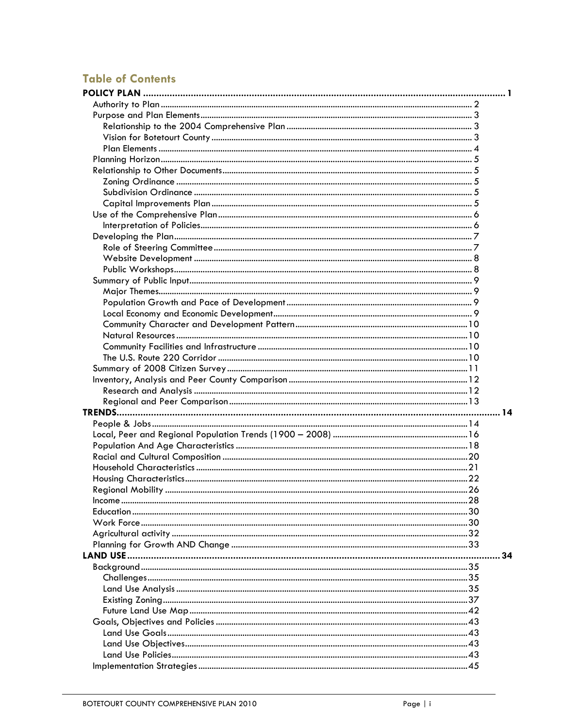## Table of Contents

**POLICY PLAN** ..... **1**

- Authority to Plan ..... 2
- Purpose and Plan Elements ..... 3
  - Relationship to the 2004 Comprehensive Plan ..... 3
  - Vision for Botetourt County ..... 3
  - Plan Elements ..... 4
- Planning Horizon ..... 5
- Relationship to Other Documents ..... 5
  - Zoning Ordinance ..... 5
  - Subdivision Ordinance ..... 5
  - Capital Improvements Plan ..... 5
- Use of the Comprehensive Plan ..... 6
  - Interpretation of Policies ..... 6
- Developing the Plan ..... 7
  - Role of Steering Committee ..... 7
  - Website Development ..... 8
  - Public Workshops ..... 8
- Summary of Public Input ..... 9
  - Major Themes ..... 9
  - Population Growth and Pace of Development ..... 9
  - Local Economy and Economic Development ..... 9
  - Community Character and Development Pattern ..... 10
  - Natural Resources ..... 10
  - Community Facilities and Infrastructure ..... 10
  - The U.S. Route 220 Corridor ..... 10
- Summary of 2008 Citizen Survey ..... 11
- Inventory, Analysis and Peer County Comparison ..... 12
  - Research and Analysis ..... 12
  - Regional and Peer Comparison ..... 13

**TRENDS** ..... **14**

- People & Jobs ..... 14
- Local, Peer and Regional Population Trends (1900 – 2008) ..... 16
- Population And Age Characteristics ..... 18
- Racial and Cultural Composition ..... 20
- Household Characteristics ..... 21
- Housing Characteristics ..... 22
- Regional Mobility ..... 26
- Income ..... 28
- Education ..... 30
- Work Force ..... 30
- Agricultural activity ..... 32
- Planning for Growth AND Change ..... 33

**LAND USE** ..... **34**

- Background ..... 35
  - Challenges ..... 35
  - Land Use Analysis ..... 35
  - Existing Zoning ..... 37
  - Future Land Use Map ..... 42
- Goals, Objectives and Policies ..... 43
  - Land Use Goals ..... 43
  - Land Use Objectives ..... 43
  - Land Use Policies ..... 43
- Implementation Strategies ..... 45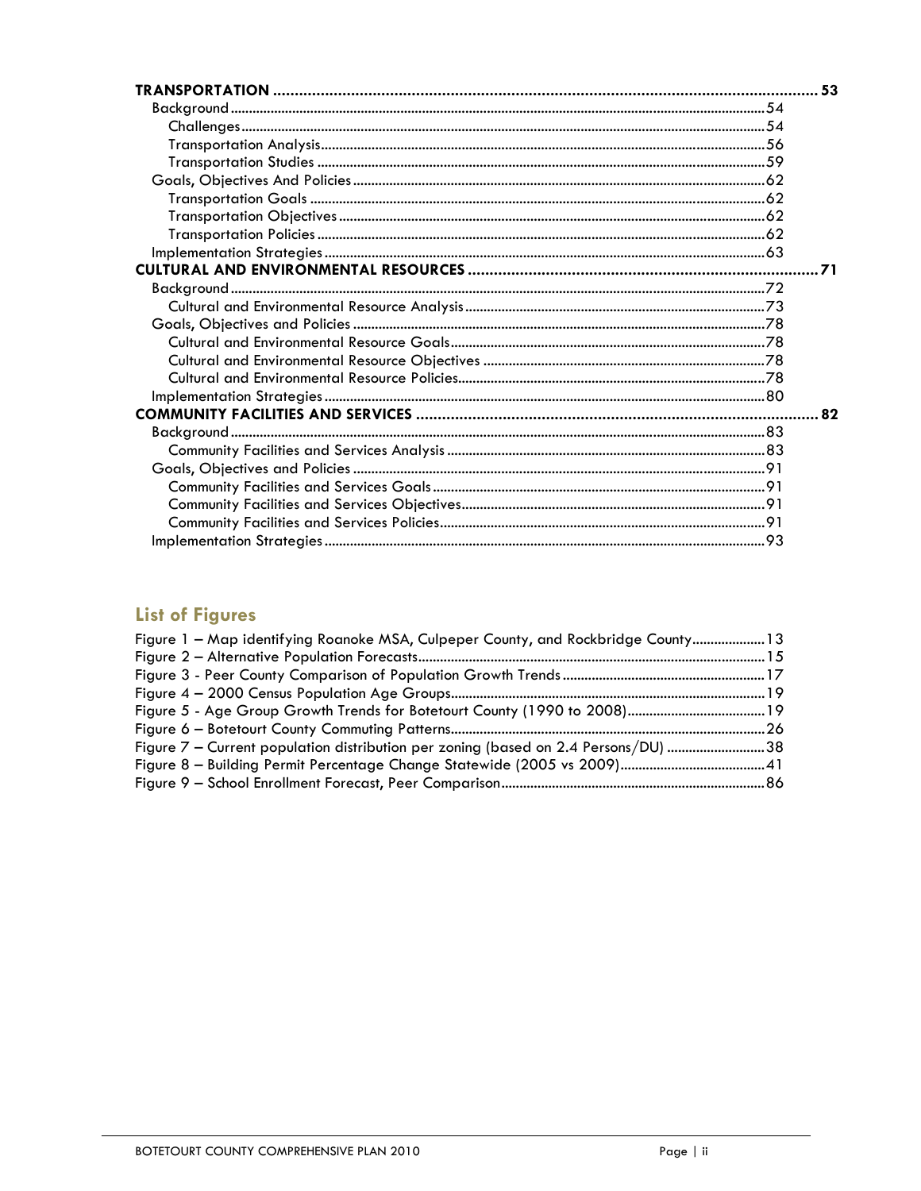**TRANSPORTATION** .......... 53
- Background .......... 54
  - Challenges .......... 54
  - Transportation Analysis .......... 56
  - Transportation Studies .......... 59
- Goals, Objectives And Policies .......... 62
  - Transportation Goals .......... 62
  - Transportation Objectives .......... 62
  - Transportation Policies .......... 62
- Implementation Strategies .......... 63

**CULTURAL AND ENVIRONMENTAL RESOURCES** .......... 71
- Background .......... 72
  - Cultural and Environmental Resource Analysis .......... 73
- Goals, Objectives and Policies .......... 78
  - Cultural and Environmental Resource Goals .......... 78
  - Cultural and Environmental Resource Objectives .......... 78
  - Cultural and Environmental Resource Policies .......... 78
- Implementation Strategies .......... 80

**COMMUNITY FACILITIES AND SERVICES** .......... 82
- Background .......... 83
  - Community Facilities and Services Analysis .......... 83
- Goals, Objectives and Policies .......... 91
  - Community Facilities and Services Goals .......... 91
  - Community Facilities and Services Objectives .......... 91
  - Community Facilities and Services Policies .......... 91
- Implementation Strategies .......... 93

## List of Figures

- Figure 1 – Map identifying Roanoke MSA, Culpeper County, and Rockbridge County .......... 13
- Figure 2 – Alternative Population Forecasts .......... 15
- Figure 3 - Peer County Comparison of Population Growth Trends .......... 17
- Figure 4 – 2000 Census Population Age Groups .......... 19
- Figure 5 - Age Group Growth Trends for Botetourt County (1990 to 2008) .......... 19
- Figure 6 – Botetourt County Commuting Patterns .......... 26
- Figure 7 – Current population distribution per zoning (based on 2.4 Persons/DU) .......... 38
- Figure 8 – Building Permit Percentage Change Statewide (2005 vs 2009) .......... 41
- Figure 9 – School Enrollment Forecast, Peer Comparison .......... 86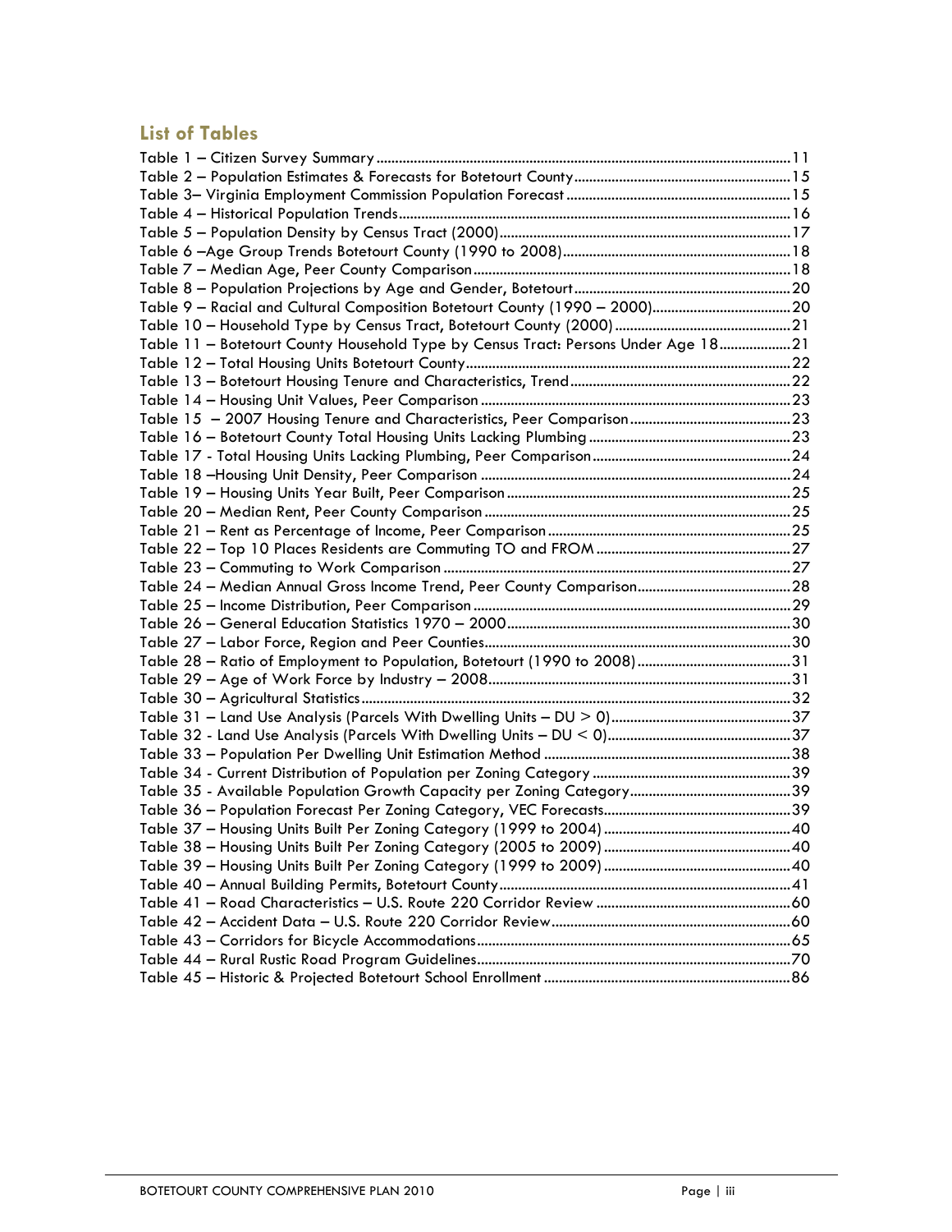## List of Tables

Table 1 – Citizen Survey Summary ............................................................ 11
Table 2 – Population Estimates & Forecasts for Botetourt County ............................................................ 15
Table 3– Virginia Employment Commission Population Forecast ............................................................ 15
Table 4 – Historical Population Trends ............................................................ 16
Table 5 – Population Density by Census Tract (2000) ............................................................ 17
Table 6 –Age Group Trends Botetourt County (1990 to 2008) ............................................................ 18
Table 7 – Median Age, Peer County Comparison ............................................................ 18
Table 8 – Population Projections by Age and Gender, Botetourt ............................................................ 20
Table 9 – Racial and Cultural Composition Botetourt County (1990 – 2000) ............................................................ 20
Table 10 – Household Type by Census Tract, Botetourt County (2000) ............................................................ 21
Table 11 – Botetourt County Household Type by Census Tract: Persons Under Age 18 ............................................................ 21
Table 12 – Total Housing Units Botetourt County ............................................................ 22
Table 13 – Botetourt Housing Tenure and Characteristics, Trend ............................................................ 22
Table 14 – Housing Unit Values, Peer Comparison ............................................................ 23
Table 15 – 2007 Housing Tenure and Characteristics, Peer Comparison ............................................................ 23
Table 16 – Botetourt County Total Housing Units Lacking Plumbing ............................................................ 23
Table 17 - Total Housing Units Lacking Plumbing, Peer Comparison ............................................................ 24
Table 18 –Housing Unit Density, Peer Comparison ............................................................ 24
Table 19 – Housing Units Year Built, Peer Comparison ............................................................ 25
Table 20 – Median Rent, Peer County Comparison ............................................................ 25
Table 21 – Rent as Percentage of Income, Peer Comparison ............................................................ 25
Table 22 – Top 10 Places Residents are Commuting TO and FROM ............................................................ 27
Table 23 – Commuting to Work Comparison ............................................................ 27
Table 24 – Median Annual Gross Income Trend, Peer County Comparison ............................................................ 28
Table 25 – Income Distribution, Peer Comparison ............................................................ 29
Table 26 – General Education Statistics 1970 – 2000 ............................................................ 30
Table 27 – Labor Force, Region and Peer Counties ............................................................ 30
Table 28 – Ratio of Employment to Population, Botetourt (1990 to 2008) ............................................................ 31
Table 29 – Age of Work Force by Industry – 2008 ............................................................ 31
Table 30 – Agricultural Statistics ............................................................ 32
Table 31 – Land Use Analysis (Parcels With Dwelling Units – DU > 0) ............................................................ 37
Table 32 - Land Use Analysis (Parcels With Dwelling Units – DU < 0) ............................................................ 37
Table 33 – Population Per Dwelling Unit Estimation Method ............................................................ 38
Table 34 - Current Distribution of Population per Zoning Category ............................................................ 39
Table 35 - Available Population Growth Capacity per Zoning Category ............................................................ 39
Table 36 – Population Forecast Per Zoning Category, VEC Forecasts ............................................................ 39
Table 37 – Housing Units Built Per Zoning Category (1999 to 2004) ............................................................ 40
Table 38 – Housing Units Built Per Zoning Category (2005 to 2009) ............................................................ 40
Table 39 – Housing Units Built Per Zoning Category (1999 to 2009) ............................................................ 40
Table 40 – Annual Building Permits, Botetourt County ............................................................ 41
Table 41 – Road Characteristics – U.S. Route 220 Corridor Review ............................................................ 60
Table 42 – Accident Data – U.S. Route 220 Corridor Review ............................................................ 60
Table 43 – Corridors for Bicycle Accommodations ............................................................ 65
Table 44 – Rural Rustic Road Program Guidelines ............................................................ 70
Table 45 – Historic & Projected Botetourt School Enrollment ............................................................ 86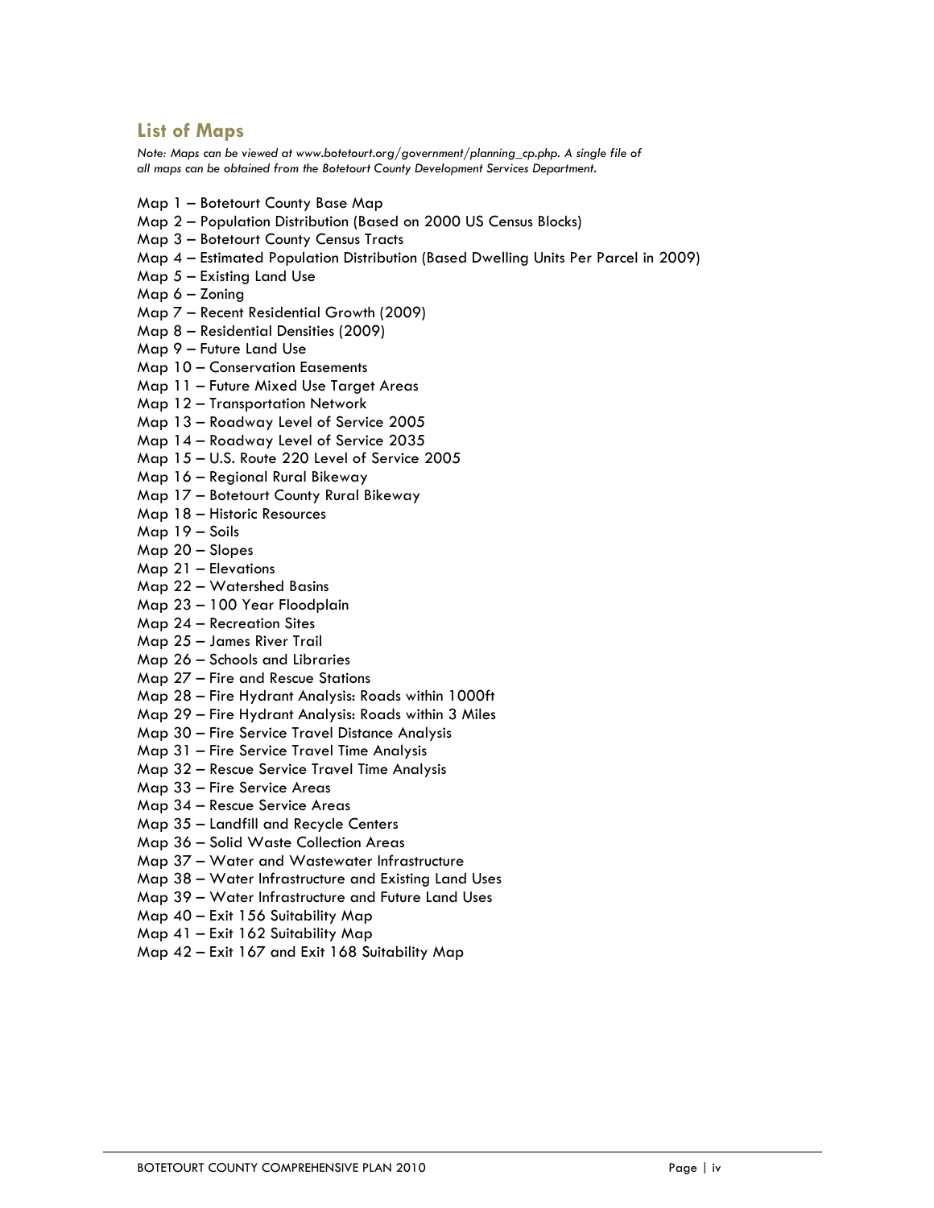## List of Maps

*Note: Maps can be viewed at www.botetourt.org/government/planning_cp.php. A single file of all maps can be obtained from the Botetourt County Development Services Department.*

Map 1 – Botetourt County Base Map
Map 2 – Population Distribution (Based on 2000 US Census Blocks)
Map 3 – Botetourt County Census Tracts
Map 4 – Estimated Population Distribution (Based Dwelling Units Per Parcel in 2009)
Map 5 – Existing Land Use
Map 6 – Zoning
Map 7 – Recent Residential Growth (2009)
Map 8 – Residential Densities (2009)
Map 9 – Future Land Use
Map 10 – Conservation Easements
Map 11 – Future Mixed Use Target Areas
Map 12 – Transportation Network
Map 13 – Roadway Level of Service 2005
Map 14 – Roadway Level of Service 2035
Map 15 – U.S. Route 220 Level of Service 2005
Map 16 – Regional Rural Bikeway
Map 17 – Botetourt County Rural Bikeway
Map 18 – Historic Resources
Map 19 – Soils
Map 20 – Slopes
Map 21 – Elevations
Map 22 – Watershed Basins
Map 23 – 100 Year Floodplain
Map 24 – Recreation Sites
Map 25 – James River Trail
Map 26 – Schools and Libraries
Map 27 – Fire and Rescue Stations
Map 28 – Fire Hydrant Analysis: Roads within 1000ft
Map 29 – Fire Hydrant Analysis: Roads within 3 Miles
Map 30 – Fire Service Travel Distance Analysis
Map 31 – Fire Service Travel Time Analysis
Map 32 – Rescue Service Travel Time Analysis
Map 33 – Fire Service Areas
Map 34 – Rescue Service Areas
Map 35 – Landfill and Recycle Centers
Map 36 – Solid Waste Collection Areas
Map 37 – Water and Wastewater Infrastructure
Map 38 – Water Infrastructure and Existing Land Uses
Map 39 – Water Infrastructure and Future Land Uses
Map 40 – Exit 156 Suitability Map
Map 41 – Exit 162 Suitability Map
Map 42 – Exit 167 and Exit 168 Suitability Map